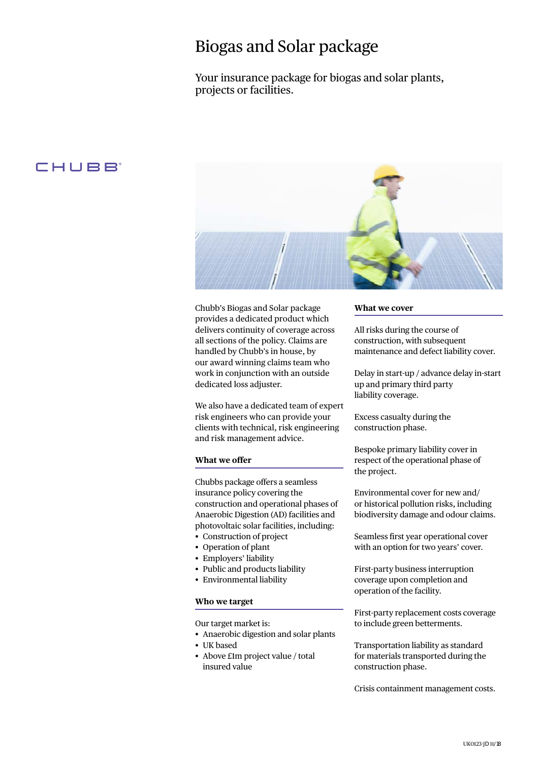# Biogas and Solar package

Your insurance package for biogas and solar plants, projects or facilities.

CHUBB

Chubb's Biogas and Solar package provides a dedicated product which delivers continuity of coverage across all sections of the policy. Claims are handled by Chubb's in house, by our award winning claims team who work in conjunction with an outside dedicated loss adjuster.

We also have a dedicated team of expert risk engineers who can provide your clients with technical, risk engineering and risk management advice.

## What we offer

Chubbs package offers a seamless insurance policy covering the construction and operational phases of Anaerobic Digestion (AD) facilities and photovoltaic solar facilities, including:

- Construction of project
- Operation of plant
- Employers' liability
- Public and products liability
- Environmental liability

## Who we target

Our target market is:

- Anaerobic digestion and solar plants
- UK based
- Above £1m project value / total insured value

## What we cover

All risks during the course of construction, with subsequent maintenance and defect liability cover.

Delay in start-up / advance delay in-start up and primary third party liability coverage.

Excess casualty during the construction phase.

Bespoke primary liability cover in respect of the operational phase of the project.

Environmental cover for new and/ or historical pollution risks, including biodiversity damage and odour claims.

Seamless first year operational cover with an option for two years' cover.

First-party business interruption coverage upon completion and operation of the facility.

First-party replacement costs coverage to include green betterments.

Transportation liability as standard for materials transported during the construction phase.

Crisis containment management costs.

UK0123-JD 11/18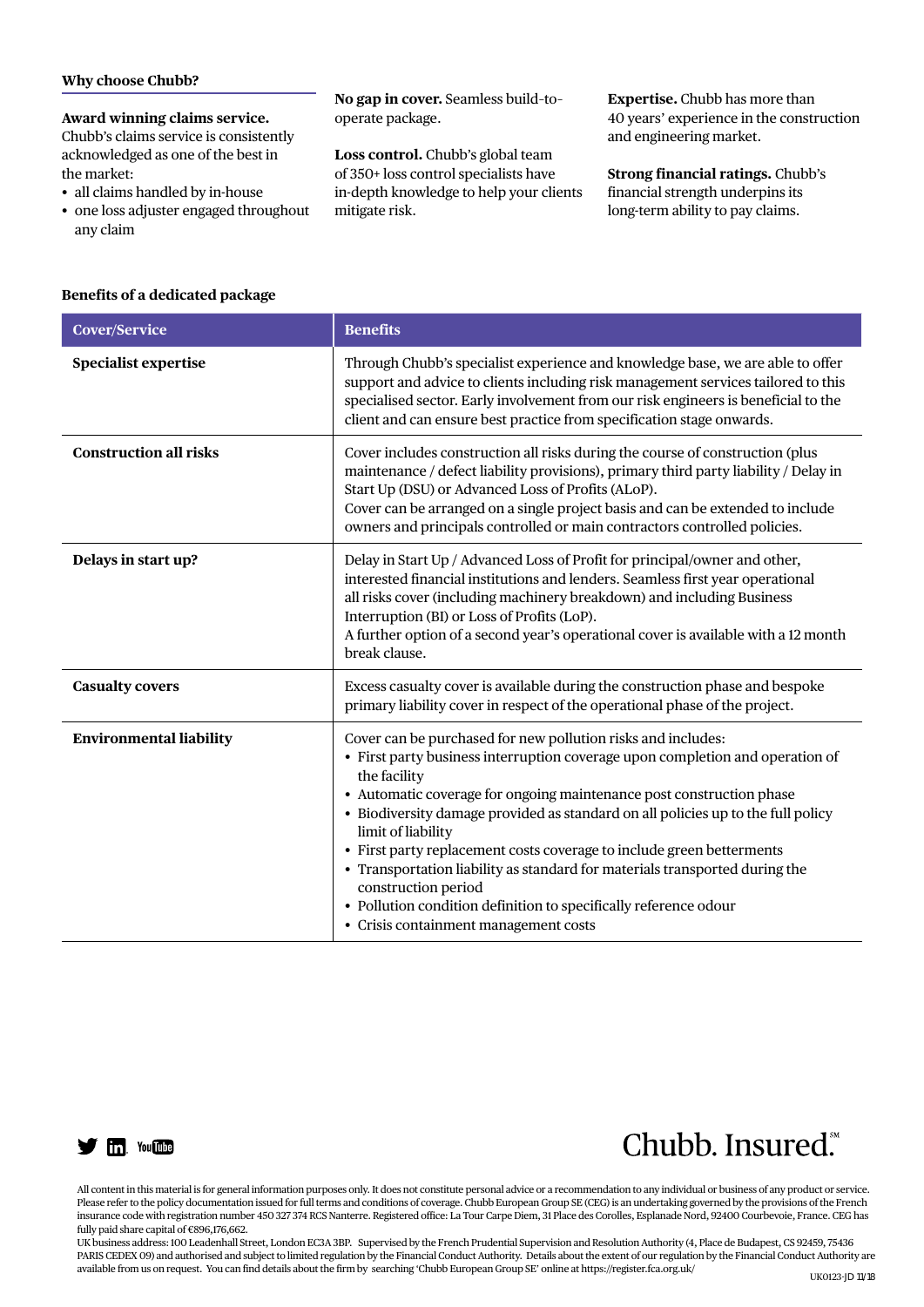### Why choose Chubb?

**Award winning claims service.** Chubb's claims service is consistently acknowledged as one of the best in the market:

- all claims handled by in-house
- one loss adjuster engaged throughout any claim

**No gap in cover.** Seamless build-to-operate package.

**Loss control.** Chubb's global team of 350+ loss control specialists have in-depth knowledge to help your clients mitigate risk.

**Expertise.** Chubb has more than 40 years' experience in the construction and engineering market.

**Strong financial ratings.** Chubb's financial strength underpins its long-term ability to pay claims.

### Benefits of a dedicated package

| Cover/Service | Benefits |
| --- | --- |
| **Specialist expertise** | Through Chubb's specialist experience and knowledge base, we are able to offer support and advice to clients including risk management services tailored to this specialised sector. Early involvement from our risk engineers is beneficial to the client and can ensure best practice from specification stage onwards. |
| **Construction all risks** | Cover includes construction all risks during the course of construction (plus maintenance / defect liability provisions), primary third party liability / Delay in Start Up (DSU) or Advanced Loss of Profits (ALoP).<br>Cover can be arranged on a single project basis and can be extended to include owners and principals controlled or main contractors controlled policies. |
| **Delays in start up?** | Delay in Start Up / Advanced Loss of Profit for principal/owner and other, interested financial institutions and lenders. Seamless first year operational all risks cover (including machinery breakdown) and including Business Interruption (BI) or Loss of Profits (LoP).<br>A further option of a second year's operational cover is available with a 12 month break clause. |
| **Casualty covers** | Excess casualty cover is available during the construction phase and bespoke primary liability cover in respect of the operational phase of the project. |
| **Environmental liability** | Cover can be purchased for new pollution risks and includes:<br>• First party business interruption coverage upon completion and operation of the facility<br>• Automatic coverage for ongoing maintenance post construction phase<br>• Biodiversity damage provided as standard on all policies up to the full policy limit of liability<br>• First party replacement costs coverage to include green betterments<br>• Transportation liability as standard for materials transported during the construction period<br>• Pollution condition definition to specifically reference odour<br>• Crisis containment management costs |

Chubb. Insured.℠

All content in this material is for general information purposes only. It does not constitute personal advice or a recommendation to any individual or business of any product or service. Please refer to the policy documentation issued for full terms and conditions of coverage. Chubb European Group SE (CEG) is an undertaking governed by the provisions of the French insurance code with registration number 450 327 374 RCS Nanterre. Registered office: La Tour Carpe Diem, 31 Place des Corolles, Esplanade Nord, 92400 Courbevoie, France. CEG has fully paid share capital of €896,176,662.
UK business address: 100 Leadenhall Street, London EC3A 3BP. Supervised by the French Prudential Supervision and Resolution Authority (4, Place de Budapest, CS 92459, 75436 PARIS CEDEX 09) and authorised and subject to limited regulation by the Financial Conduct Authority. Details about the extent of our regulation by the Financial Conduct Authority are available from us on request. You can find details about the firm by searching 'Chubb European Group SE' online at https://register.fca.org.uk/

UK0123-JD 11/18